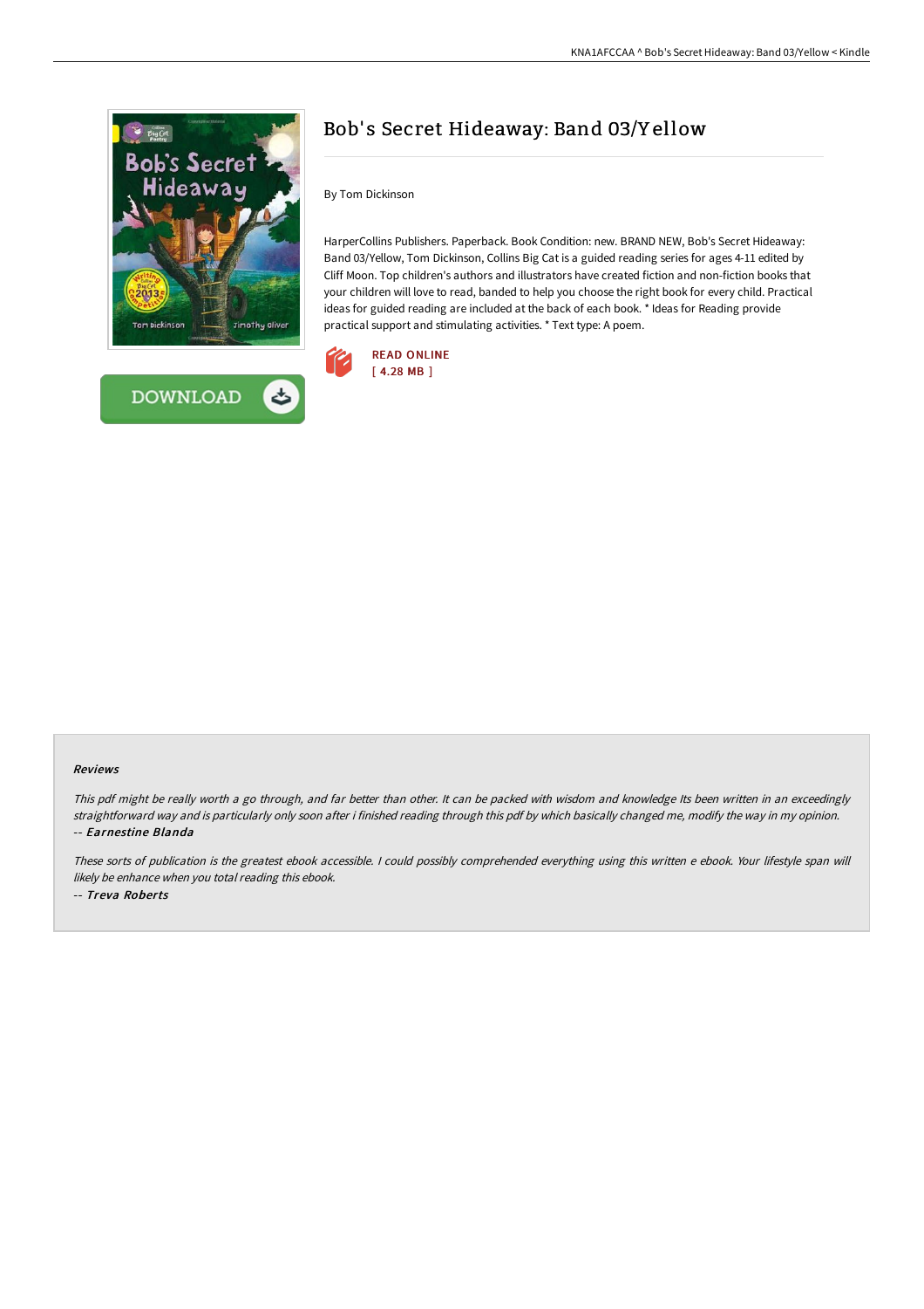# Bob's Secret Hideaway: Band 03/Yellow

By Tom Dickinson

HarperCollins Publishers. Paperback. Book Condition: new. BRAND NEW, Bob's Secret Hideaway: Band 03/Yellow, Tom Dickinson, Collins Big Cat is a guided reading series for ages 4-11 edited by Cliff Moon. Top children's authors and illustrators have created fiction and non-fiction books that your children will love to read, banded to help you choose the right book for every child. Practical ideas for guided reading are included at the back of each book. * Ideas for Reading provide practical support and stimulating activities. * Text type: A poem.

READ ONLINE
[ 4.28 MB ]

DOWNLOAD

### Reviews

*This pdf might be really worth a go through, and far better than other. It can be packed with wisdom and knowledge Its been written in an exceedingly straightforward way and is particularly only soon after i finished reading through this pdf by which basically changed me, modify the way in my opinion.*
-- ***Earnestine Blanda***

*These sorts of publication is the greatest ebook accessible. I could possibly comprehended everything using this written e ebook. Your lifestyle span will likely be enhance when you total reading this ebook.*
-- ***Treva Roberts***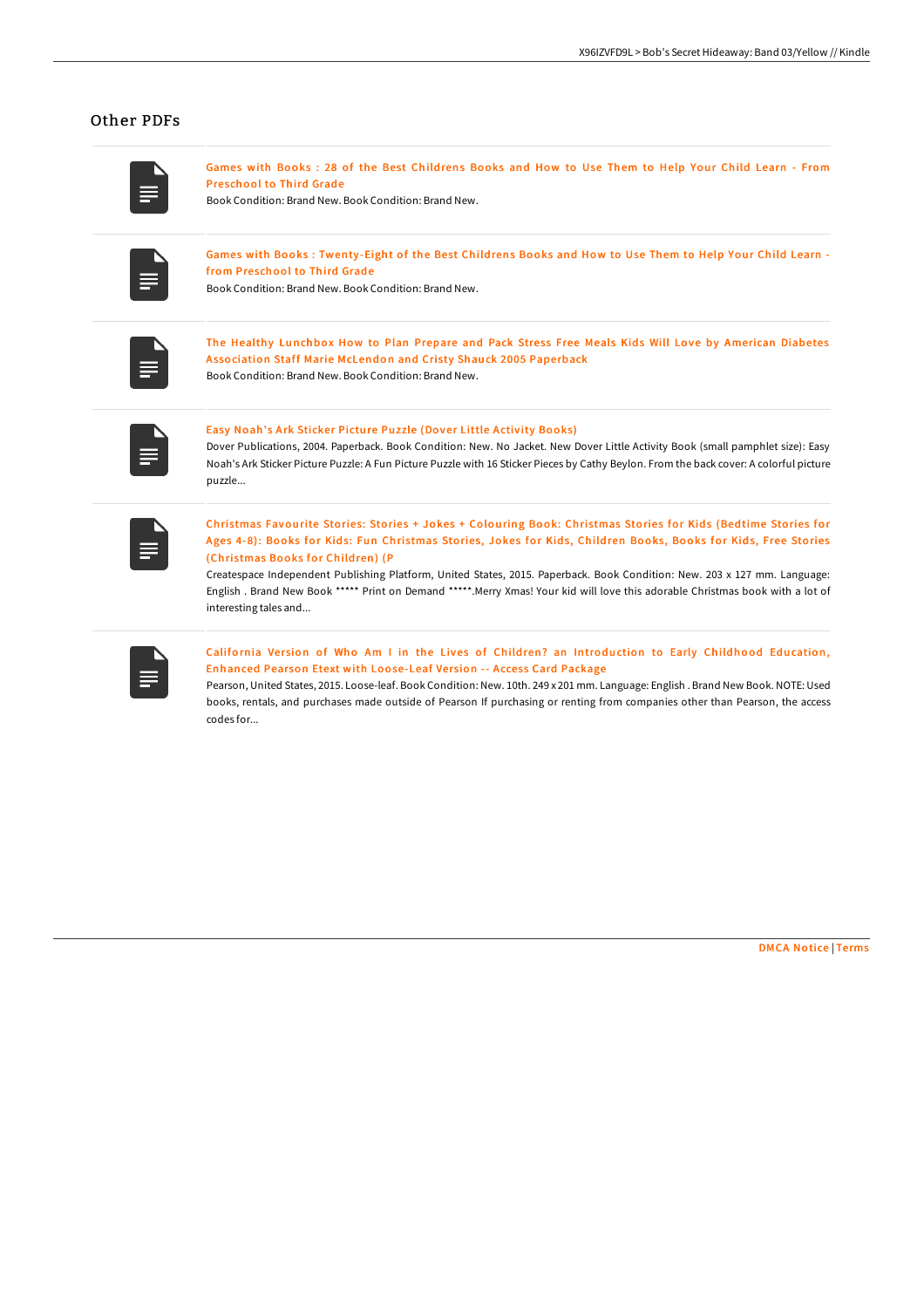## Other PDFs

**Games with Books : 28 of the Best Childrens Books and How to Use Them to Help Your Child Learn - From Preschool to Third Grade**

Book Condition: Brand New. Book Condition: Brand New.

**Games with Books : Twenty-Eight of the Best Childrens Books and How to Use Them to Help Your Child Learn - from Preschool to Third Grade**

Book Condition: Brand New. Book Condition: Brand New.

**The Healthy Lunchbox How to Plan Prepare and Pack Stress Free Meals Kids Will Love by American Diabetes Association Staff Marie McLendon and Cristy Shauck 2005 Paperback**

Book Condition: Brand New. Book Condition: Brand New.

**Easy Noah's Ark Sticker Picture Puzzle (Dover Little Activity Books)**

Dover Publications, 2004. Paperback. Book Condition: New. No Jacket. New Dover Little Activity Book (small pamphlet size): Easy Noah's Ark Sticker Picture Puzzle: A Fun Picture Puzzle with 16 Sticker Pieces by Cathy Beylon. From the back cover: A colorful picture puzzle...

**Christmas Favourite Stories: Stories + Jokes + Colouring Book: Christmas Stories for Kids (Bedtime Stories for Ages 4-8): Books for Kids: Fun Christmas Stories, Jokes for Kids, Children Books, Books for Kids, Free Stories (Christmas Books for Children) (P**

Createspace Independent Publishing Platform, United States, 2015. Paperback. Book Condition: New. 203 x 127 mm. Language: English . Brand New Book ***** Print on Demand *****.Merry Xmas! Your kid will love this adorable Christmas book with a lot of interesting tales and...

**California Version of Who Am I in the Lives of Children? an Introduction to Early Childhood Education, Enhanced Pearson Etext with Loose-Leaf Version -- Access Card Package**

Pearson, United States, 2015. Loose-leaf. Book Condition: New. 10th. 249 x 201 mm. Language: English . Brand New Book. NOTE: Used books, rentals, and purchases made outside of Pearson If purchasing or renting from companies other than Pearson, the access codes for...